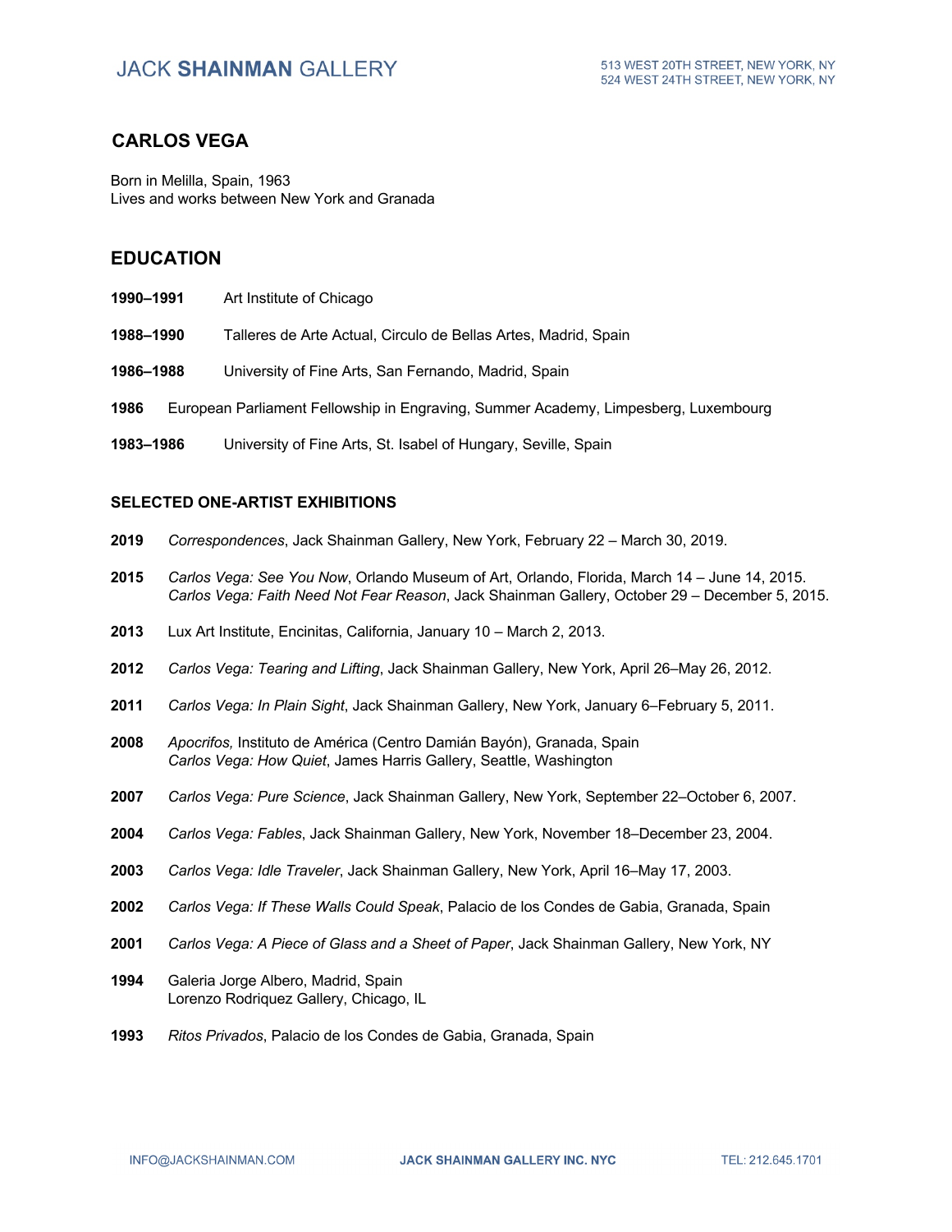# CARLOS VEGA

Born in Melilla, Spain, 1963
Lives and works between New York and Granada

## EDUCATION

**1990–1991** Art Institute of Chicago

**1988–1990** Talleres de Arte Actual, Circulo de Bellas Artes, Madrid, Spain

**1986–1988** University of Fine Arts, San Fernando, Madrid, Spain

**1986** European Parliament Fellowship in Engraving, Summer Academy, Limpesberg, Luxembourg

**1983–1986** University of Fine Arts, St. Isabel of Hungary, Seville, Spain

### SELECTED ONE-ARTIST EXHIBITIONS

**2019** *Correspondences*, Jack Shainman Gallery, New York, February 22 – March 30, 2019.

**2015** *Carlos Vega: See You Now*, Orlando Museum of Art, Orlando, Florida, March 14 – June 14, 2015.
*Carlos Vega: Faith Need Not Fear Reason*, Jack Shainman Gallery, October 29 – December 5, 2015.

**2013** Lux Art Institute, Encinitas, California, January 10 – March 2, 2013.

**2012** *Carlos Vega: Tearing and Lifting*, Jack Shainman Gallery, New York, April 26–May 26, 2012.

**2011** *Carlos Vega: In Plain Sight*, Jack Shainman Gallery, New York, January 6–February 5, 2011.

**2008** *Apocrifos,* Instituto de América (Centro Damián Bayón), Granada, Spain
*Carlos Vega: How Quiet*, James Harris Gallery, Seattle, Washington

**2007** *Carlos Vega: Pure Science*, Jack Shainman Gallery, New York, September 22–October 6, 2007.

**2004** *Carlos Vega: Fables*, Jack Shainman Gallery, New York, November 18–December 23, 2004.

**2003** *Carlos Vega: Idle Traveler*, Jack Shainman Gallery, New York, April 16–May 17, 2003.

**2002** *Carlos Vega: If These Walls Could Speak*, Palacio de los Condes de Gabia, Granada, Spain

**2001** *Carlos Vega: A Piece of Glass and a Sheet of Paper*, Jack Shainman Gallery, New York, NY

**1994** Galeria Jorge Albero, Madrid, Spain
Lorenzo Rodriquez Gallery, Chicago, IL

**1993** *Ritos Privados*, Palacio de los Condes de Gabia, Granada, Spain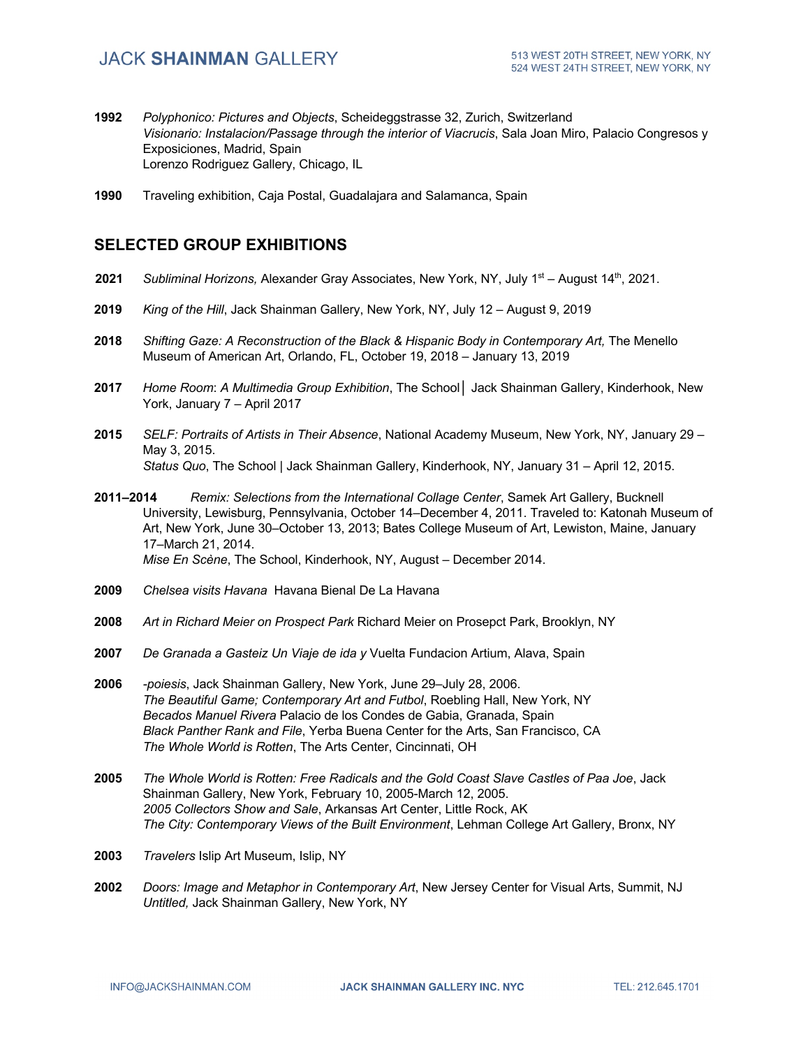**1992** *Polyphonico: Pictures and Objects*, Scheideggstrasse 32, Zurich, Switzerland
*Visionario: Instalacion/Passage through the interior of Viacrucis*, Sala Joan Miro, Palacio Congresos y Exposiciones, Madrid, Spain
Lorenzo Rodriguez Gallery, Chicago, IL

**1990** Traveling exhibition, Caja Postal, Guadalajara and Salamanca, Spain

## SELECTED GROUP EXHIBITIONS

**2021** *Subliminal Horizons,* Alexander Gray Associates, New York, NY, July 1st – August 14th, 2021.

**2019** *King of the Hill*, Jack Shainman Gallery, New York, NY, July 12 – August 9, 2019

**2018** *Shifting Gaze: A Reconstruction of the Black & Hispanic Body in Contemporary Art,* The Menello Museum of American Art, Orlando, FL, October 19, 2018 – January 13, 2019

**2017** *Home Room*: *A Multimedia Group Exhibition*, The School│ Jack Shainman Gallery, Kinderhook, New York, January 7 – April 2017

**2015** *SELF: Portraits of Artists in Their Absence*, National Academy Museum, New York, NY, January 29 – May 3, 2015.
*Status Quo*, The School | Jack Shainman Gallery, Kinderhook, NY, January 31 – April 12, 2015.

**2011–2014** *Remix: Selections from the International Collage Center*, Samek Art Gallery, Bucknell University, Lewisburg, Pennsylvania, October 14–December 4, 2011. Traveled to: Katonah Museum of Art, New York, June 30–October 13, 2013; Bates College Museum of Art, Lewiston, Maine, January 17–March 21, 2014.
*Mise En Scène*, The School, Kinderhook, NY, August – December 2014.

**2009** *Chelsea visits Havana* Havana Bienal De La Havana

**2008** *Art in Richard Meier on Prospect Park* Richard Meier on Prosepct Park, Brooklyn, NY

**2007** *De Granada a Gasteiz Un Viaje de ida y* Vuelta Fundacion Artium, Alava, Spain

**2006** *-poiesis*, Jack Shainman Gallery, New York, June 29–July 28, 2006.
*The Beautiful Game; Contemporary Art and Futbol*, Roebling Hall, New York, NY
*Becados Manuel Rivera* Palacio de los Condes de Gabia, Granada, Spain
*Black Panther Rank and File*, Yerba Buena Center for the Arts, San Francisco, CA
*The Whole World is Rotten*, The Arts Center, Cincinnati, OH

**2005** *The Whole World is Rotten: Free Radicals and the Gold Coast Slave Castles of Paa Joe*, Jack Shainman Gallery, New York, February 10, 2005-March 12, 2005.
*2005 Collectors Show and Sale*, Arkansas Art Center, Little Rock, AK
*The City: Contemporary Views of the Built Environment*, Lehman College Art Gallery, Bronx, NY

**2003** *Travelers* Islip Art Museum, Islip, NY

**2002** *Doors: Image and Metaphor in Contemporary Art*, New Jersey Center for Visual Arts, Summit, NJ
*Untitled,* Jack Shainman Gallery, New York, NY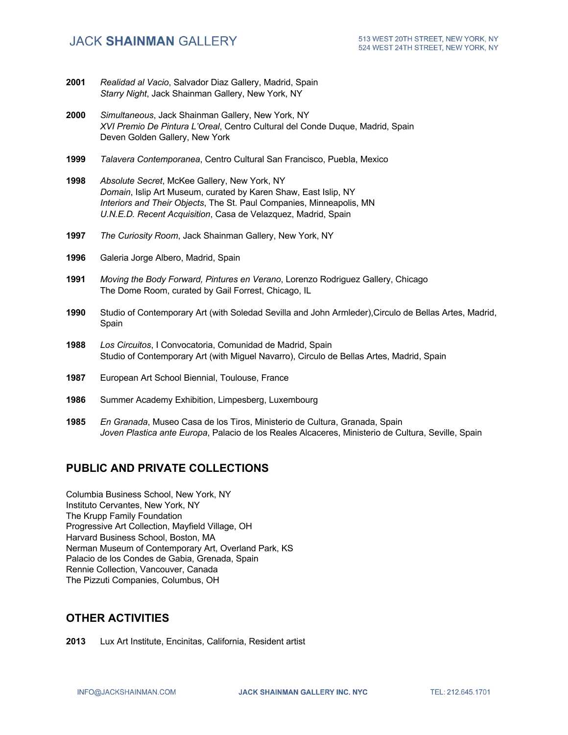**2001** *Realidad al Vacio*, Salvador Diaz Gallery, Madrid, Spain
*Starry Night*, Jack Shainman Gallery, New York, NY

**2000** *Simultaneous*, Jack Shainman Gallery, New York, NY
*XVI Premio De Pintura L'Oreal*, Centro Cultural del Conde Duque, Madrid, Spain
Deven Golden Gallery, New York

**1999** *Talavera Contemporanea*, Centro Cultural San Francisco, Puebla, Mexico

**1998** *Absolute Secret*, McKee Gallery, New York, NY
*Domain*, Islip Art Museum, curated by Karen Shaw, East Islip, NY
*Interiors and Their Objects*, The St. Paul Companies, Minneapolis, MN
*U.N.E.D. Recent Acquisition*, Casa de Velazquez, Madrid, Spain

**1997** *The Curiosity Room*, Jack Shainman Gallery, New York, NY

**1996** Galeria Jorge Albero, Madrid, Spain

**1991** *Moving the Body Forward, Pintures en Verano*, Lorenzo Rodriguez Gallery, Chicago
The Dome Room, curated by Gail Forrest, Chicago, IL

**1990** Studio of Contemporary Art (with Soledad Sevilla and John Armleder),Circulo de Bellas Artes, Madrid, Spain

**1988** *Los Circuitos*, I Convocatoria, Comunidad de Madrid, Spain
Studio of Contemporary Art (with Miguel Navarro), Circulo de Bellas Artes, Madrid, Spain

**1987** European Art School Biennial, Toulouse, France

**1986** Summer Academy Exhibition, Limpesberg, Luxembourg

**1985** *En Granada*, Museo Casa de los Tiros, Ministerio de Cultura, Granada, Spain
*Joven Plastica ante Europa*, Palacio de los Reales Alcaceres, Ministerio de Cultura, Seville, Spain

## PUBLIC AND PRIVATE COLLECTIONS

Columbia Business School, New York, NY
Instituto Cervantes, New York, NY
The Krupp Family Foundation
Progressive Art Collection, Mayfield Village, OH
Harvard Business School, Boston, MA
Nerman Museum of Contemporary Art, Overland Park, KS
Palacio de los Condes de Gabia, Grenada, Spain
Rennie Collection, Vancouver, Canada
The Pizzuti Companies, Columbus, OH

## OTHER ACTIVITIES

**2013** Lux Art Institute, Encinitas, California, Resident artist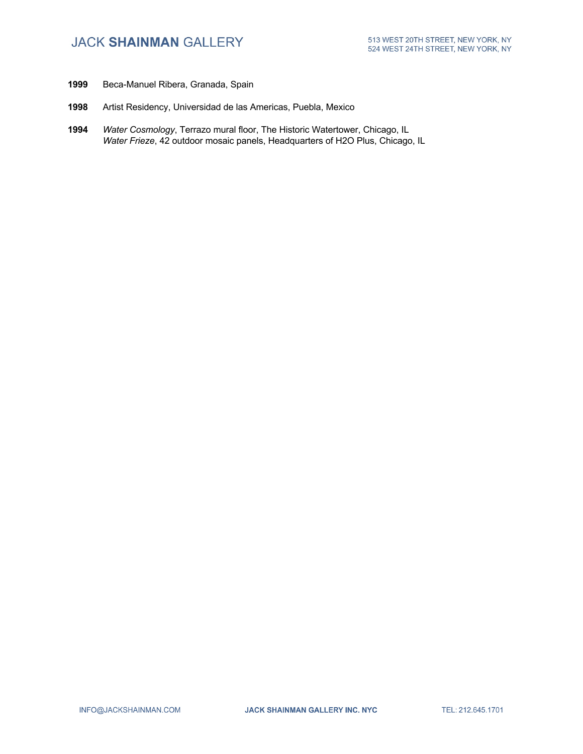**1999** Beca-Manuel Ribera, Granada, Spain

**1998** Artist Residency, Universidad de las Americas, Puebla, Mexico

**1994** *Water Cosmology*, Terrazo mural floor, The Historic Watertower, Chicago, IL
*Water Frieze*, 42 outdoor mosaic panels, Headquarters of H2O Plus, Chicago, IL